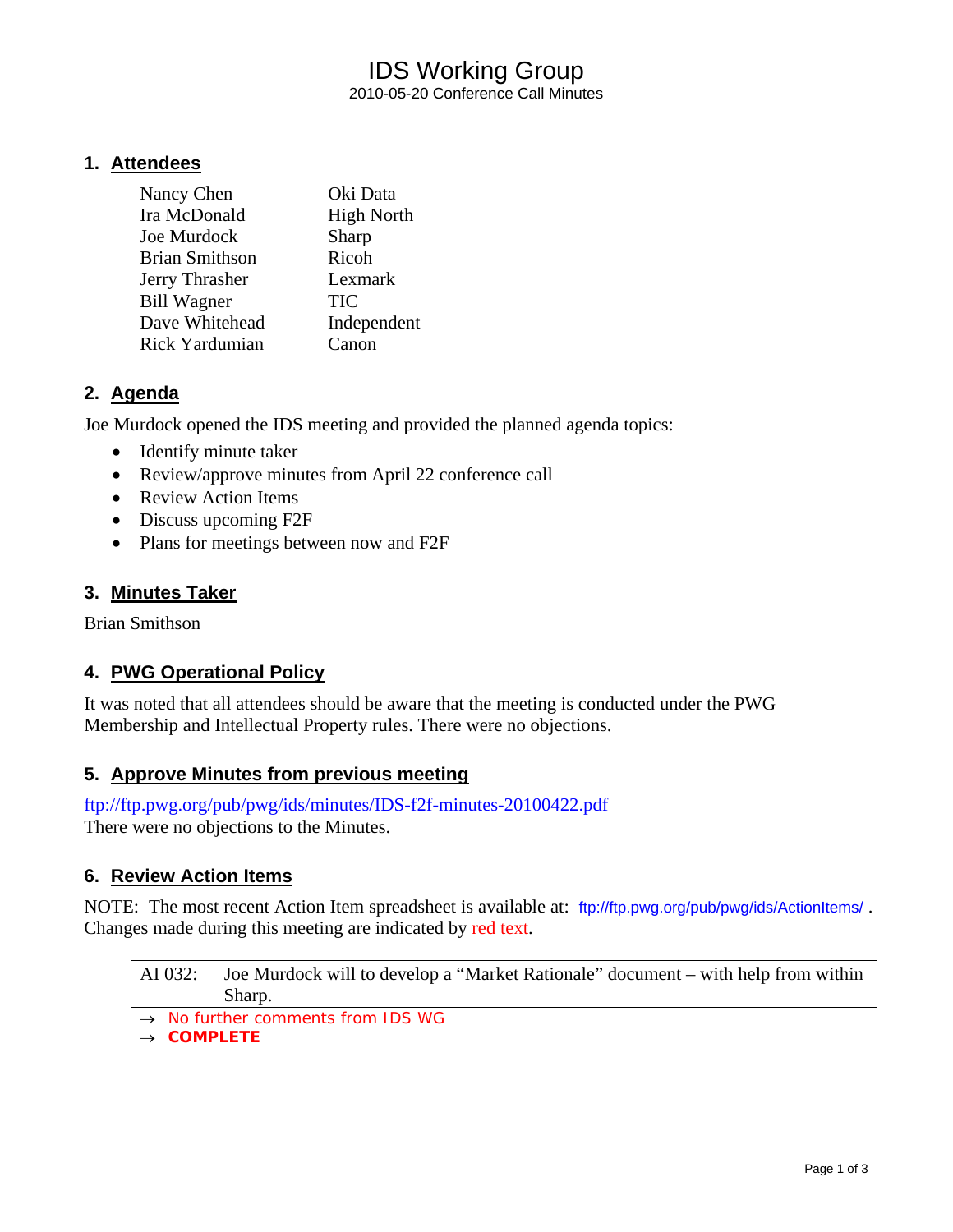# IDS Working Group

2010-05-20 Conference Call Minutes

## 1. Attendees

| | |
|---|---|
| Nancy Chen | Oki Data |
| Ira McDonald | High North |
| Joe Murdock | Sharp |
| Brian Smithson | Ricoh |
| Jerry Thrasher | Lexmark |
| Bill Wagner | TIC |
| Dave Whitehead | Independent |
| Rick Yardumian | Canon |

## 2. Agenda

Joe Murdock opened the IDS meeting and provided the planned agenda topics:

- Identify minute taker
- Review/approve minutes from April 22 conference call
- Review Action Items
- Discuss upcoming F2F
- Plans for meetings between now and F2F

## 3. Minutes Taker

Brian Smithson

## 4. PWG Operational Policy

It was noted that all attendees should be aware that the meeting is conducted under the PWG Membership and Intellectual Property rules. There were no objections.

## 5. Approve Minutes from previous meeting

ftp://ftp.pwg.org/pub/pwg/ids/minutes/IDS-f2f-minutes-20100422.pdf

There were no objections to the Minutes.

## 6. Review Action Items

NOTE: The most recent Action Item spreadsheet is available at: ftp://ftp.pwg.org/pub/pwg/ids/ActionItems/ . Changes made during this meeting are indicated by red text.

| | |
|---|---|
| AI 032: | Joe Murdock will to develop a "Market Rationale" document – with help from within Sharp. |

→ No further comments from IDS WG

→ **COMPLETE**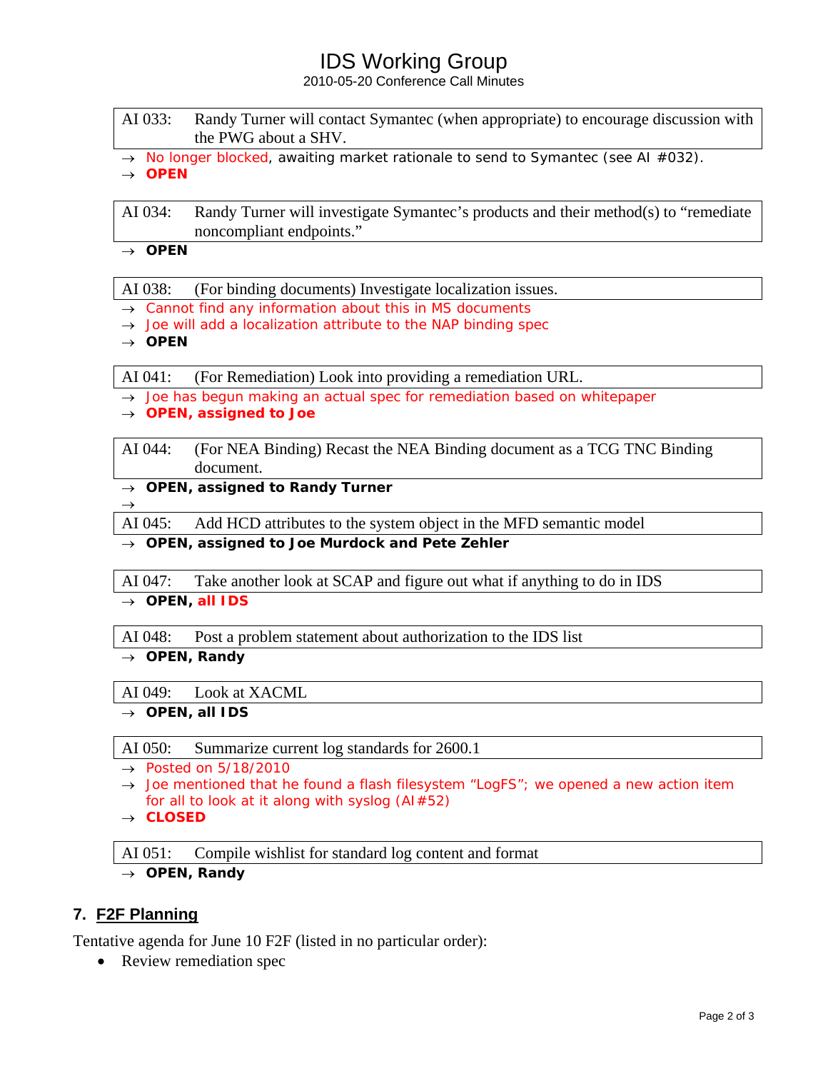| AI 033: | Randy Turner will contact Symantec (when appropriate) to encourage discussion with the PWG about a SHV. |
|---|---|

→ No longer blocked, awaiting market rationale to send to Symantec (see AI #032).
→ **OPEN**

| AI 034: | Randy Turner will investigate Symantec's products and their method(s) to "remediate noncompliant endpoints." |
|---|---|

→ **OPEN**

| AI 038: | (For binding documents) Investigate localization issues. |
|---|---|

→ Cannot find any information about this in MS documents
→ Joe will add a localization attribute to the NAP binding spec
→ **OPEN**

| AI 041: | (For Remediation) Look into providing a remediation URL. |
|---|---|

→ Joe has begun making an actual spec for remediation based on whitepaper
→ **OPEN, assigned to Joe**

| AI 044: | (For NEA Binding) Recast the NEA Binding document as a TCG TNC Binding document. |
|---|---|

→ **OPEN, assigned to Randy Turner**
→

| AI 045: | Add HCD attributes to the system object in the MFD semantic model |
|---|---|

→ **OPEN, assigned to Joe Murdock and Pete Zehler**

| AI 047: | Take another look at SCAP and figure out what if anything to do in IDS |
|---|---|

→ **OPEN, all IDS**

| AI 048: | Post a problem statement about authorization to the IDS list |
|---|---|

→ **OPEN, Randy**

| AI 049: | Look at XACML |
|---|---|

→ **OPEN, all IDS**

| AI 050: | Summarize current log standards for 2600.1 |
|---|---|

→ Posted on 5/18/2010
→ Joe mentioned that he found a flash filesystem "LogFS"; we opened a new action item for all to look at it along with syslog (AI#52)
→ **CLOSED**

| AI 051: | Compile wishlist for standard log content and format |
|---|---|

→ **OPEN, Randy**

## 7. F2F Planning

Tentative agenda for June 10 F2F (listed in no particular order):

- Review remediation spec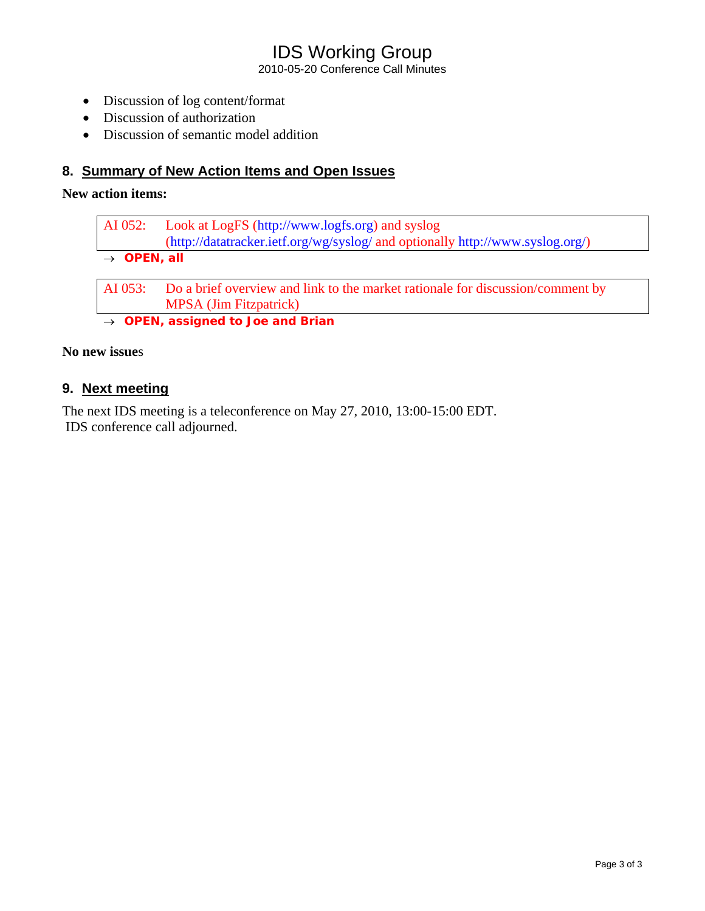- Discussion of log content/format
- Discussion of authorization
- Discussion of semantic model addition

## 8. Summary of New Action Items and Open Issues

**New action items:**

| | |
|---|---|
| AI 052: | Look at LogFS (http://www.logfs.org) and syslog (http://datatracker.ietf.org/wg/syslog/ and optionally http://www.syslog.org/) |

→ **OPEN, all**

| | |
|---|---|
| AI 053: | Do a brief overview and link to the market rationale for discussion/comment by MPSA (Jim Fitzpatrick) |

→ **OPEN, assigned to Joe and Brian**

**No new issue**s

## 9. Next meeting

The next IDS meeting is a teleconference on May 27, 2010, 13:00-15:00 EDT.
IDS conference call adjourned.